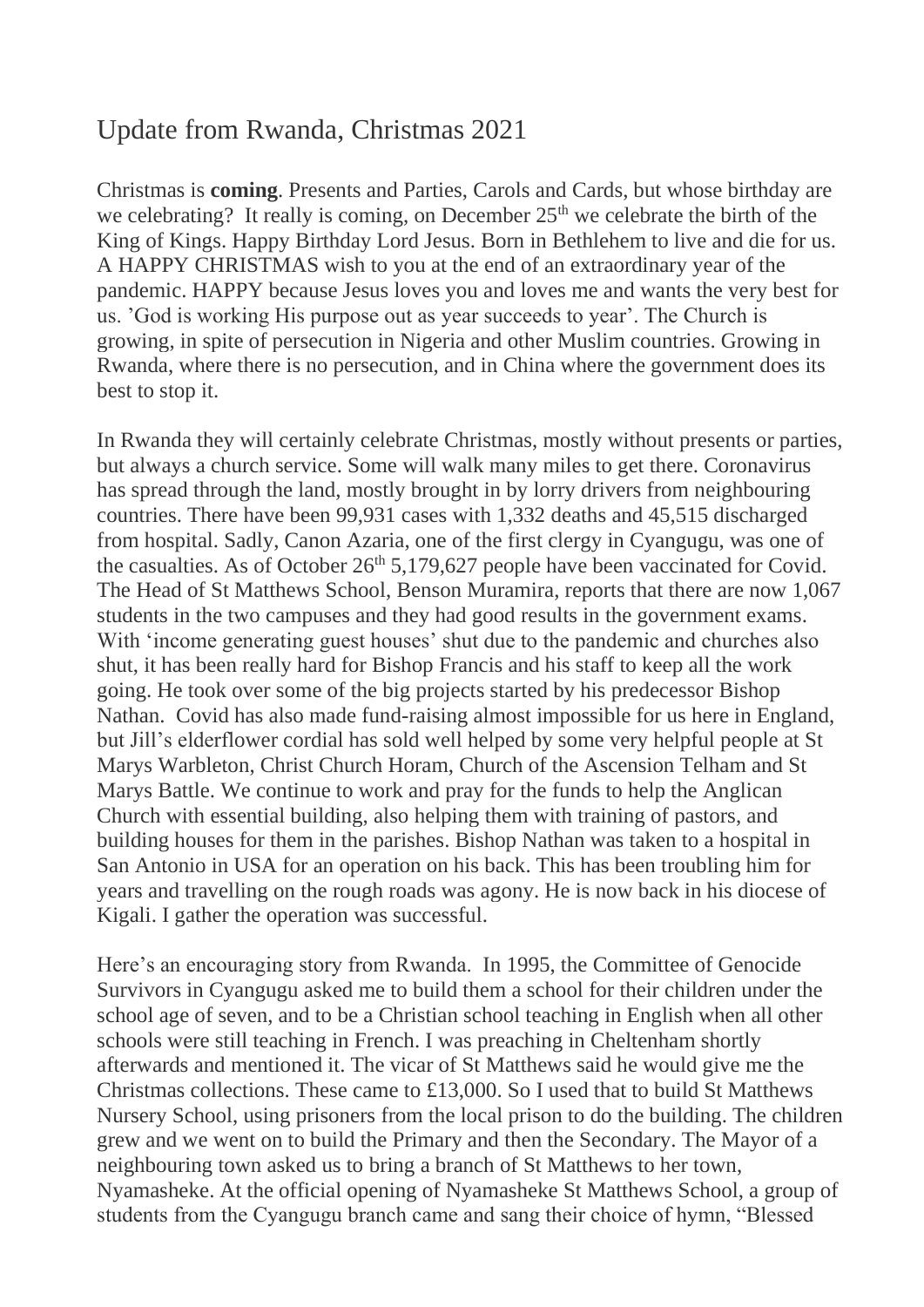# Update from Rwanda, Christmas 2021

Christmas is **coming**. Presents and Parties, Carols and Cards, but whose birthday are we celebrating? It really is coming, on December 25th we celebrate the birth of the King of Kings. Happy Birthday Lord Jesus. Born in Bethlehem to live and die for us. A HAPPY CHRISTMAS wish to you at the end of an extraordinary year of the pandemic. HAPPY because Jesus loves you and loves me and wants the very best for us. 'God is working His purpose out as year succeeds to year'. The Church is growing, in spite of persecution in Nigeria and other Muslim countries. Growing in Rwanda, where there is no persecution, and in China where the government does its best to stop it.

In Rwanda they will certainly celebrate Christmas, mostly without presents or parties, but always a church service. Some will walk many miles to get there. Coronavirus has spread through the land, mostly brought in by lorry drivers from neighbouring countries. There have been 99,931 cases with 1,332 deaths and 45,515 discharged from hospital. Sadly, Canon Azaria, one of the first clergy in Cyangugu, was one of the casualties. As of October 26th 5,179,627 people have been vaccinated for Covid. The Head of St Matthews School, Benson Muramira, reports that there are now 1,067 students in the two campuses and they had good results in the government exams. With 'income generating guest houses' shut due to the pandemic and churches also shut, it has been really hard for Bishop Francis and his staff to keep all the work going. He took over some of the big projects started by his predecessor Bishop Nathan. Covid has also made fund-raising almost impossible for us here in England, but Jill's elderflower cordial has sold well helped by some very helpful people at St Marys Warbleton, Christ Church Horam, Church of the Ascension Telham and St Marys Battle. We continue to work and pray for the funds to help the Anglican Church with essential building, also helping them with training of pastors, and building houses for them in the parishes. Bishop Nathan was taken to a hospital in San Antonio in USA for an operation on his back. This has been troubling him for years and travelling on the rough roads was agony. He is now back in his diocese of Kigali. I gather the operation was successful.

Here's an encouraging story from Rwanda. In 1995, the Committee of Genocide Survivors in Cyangugu asked me to build them a school for their children under the school age of seven, and to be a Christian school teaching in English when all other schools were still teaching in French. I was preaching in Cheltenham shortly afterwards and mentioned it. The vicar of St Matthews said he would give me the Christmas collections. These came to £13,000. So I used that to build St Matthews Nursery School, using prisoners from the local prison to do the building. The children grew and we went on to build the Primary and then the Secondary. The Mayor of a neighbouring town asked us to bring a branch of St Matthews to her town, Nyamasheke. At the official opening of Nyamasheke St Matthews School, a group of students from the Cyangugu branch came and sang their choice of hymn, "Blessed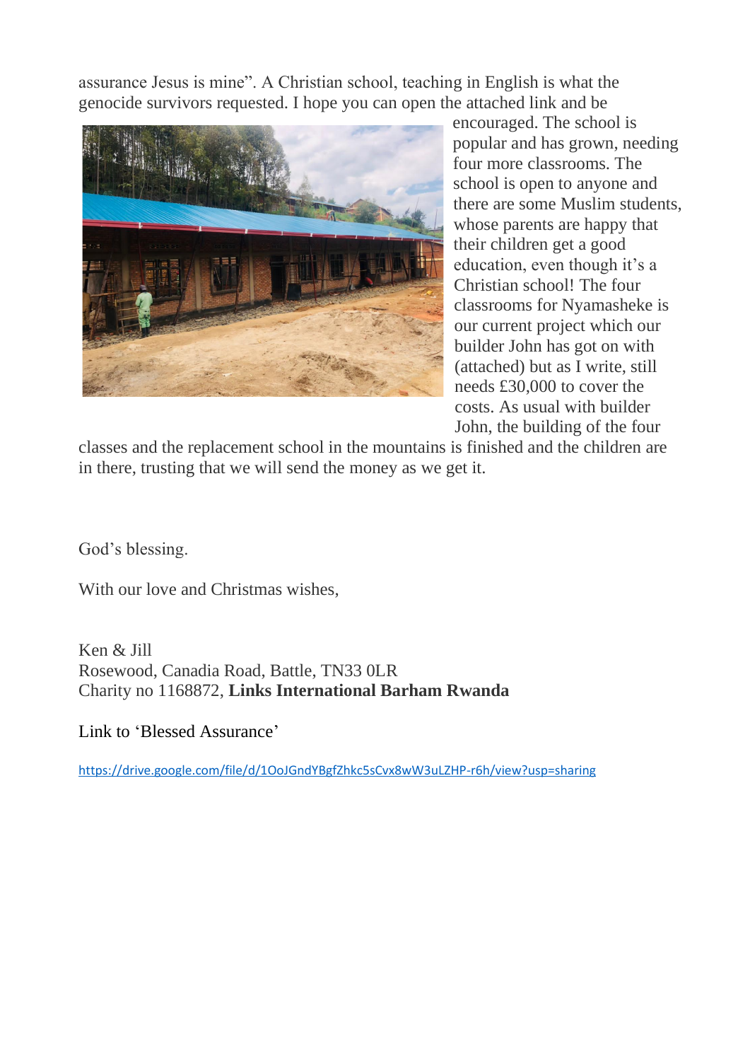assurance Jesus is mine". A Christian school, teaching in English is what the genocide survivors requested. I hope you can open the attached link and be encouraged. The school is popular and has grown, needing four more classrooms. The school is open to anyone and there are some Muslim students, whose parents are happy that their children get a good education, even though it's a Christian school! The four classrooms for Nyamasheke is our current project which our builder John has got on with (attached) but as I write, still needs £30,000 to cover the costs. As usual with builder John, the building of the four classes and the replacement school in the mountains is finished and the children are in there, trusting that we will send the money as we get it.

God's blessing.

With our love and Christmas wishes,

Ken & Jill
Rosewood, Canadia Road, Battle, TN33 0LR
Charity no 1168872, **Links International Barham Rwanda**

Link to 'Blessed Assurance'

https://drive.google.com/file/d/1OoJGndYBgfZhkc5sCvx8wW3uLZHP-r6h/view?usp=sharing